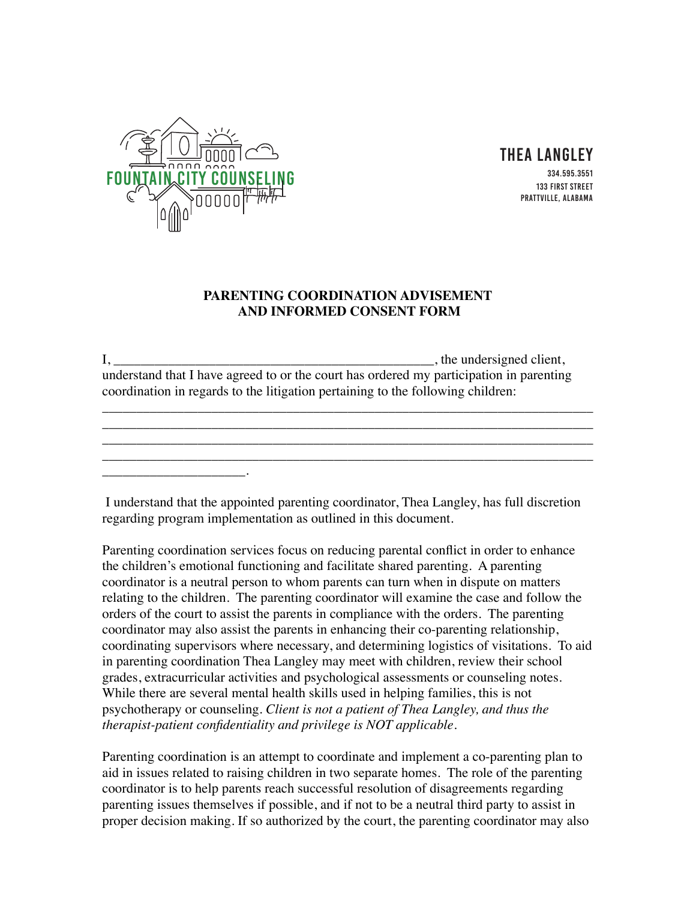FOUNTAIN CITY COUNSELING

**THEA LANGLEY**

334.595.3551
133 FIRST STREET
PRATTVILLE, ALABAMA

**PARENTING COORDINATION ADVISEMENT
AND INFORMED CONSENT FORM**

I, _______________________________________________, the undersigned client, understand that I have agreed to or the court has ordered my participation in parenting coordination in regards to the litigation pertaining to the following children:
_____________________________________________________________________
_____________________________________________________________________
_____________________________________________________________________
_____________________________________________________________________
____________________.

I understand that the appointed parenting coordinator, Thea Langley, has full discretion regarding program implementation as outlined in this document.

Parenting coordination services focus on reducing parental conflict in order to enhance the children's emotional functioning and facilitate shared parenting. A parenting coordinator is a neutral person to whom parents can turn when in dispute on matters relating to the children. The parenting coordinator will examine the case and follow the orders of the court to assist the parents in compliance with the orders. The parenting coordinator may also assist the parents in enhancing their co-parenting relationship, coordinating supervisors where necessary, and determining logistics of visitations. To aid in parenting coordination Thea Langley may meet with children, review their school grades, extracurricular activities and psychological assessments or counseling notes. While there are several mental health skills used in helping families, this is not psychotherapy or counseling. *Client is not a patient of Thea Langley, and thus the therapist-patient confidentiality and privilege is NOT applicable.*

Parenting coordination is an attempt to coordinate and implement a co-parenting plan to aid in issues related to raising children in two separate homes. The role of the parenting coordinator is to help parents reach successful resolution of disagreements regarding parenting issues themselves if possible, and if not to be a neutral third party to assist in proper decision making. If so authorized by the court, the parenting coordinator may also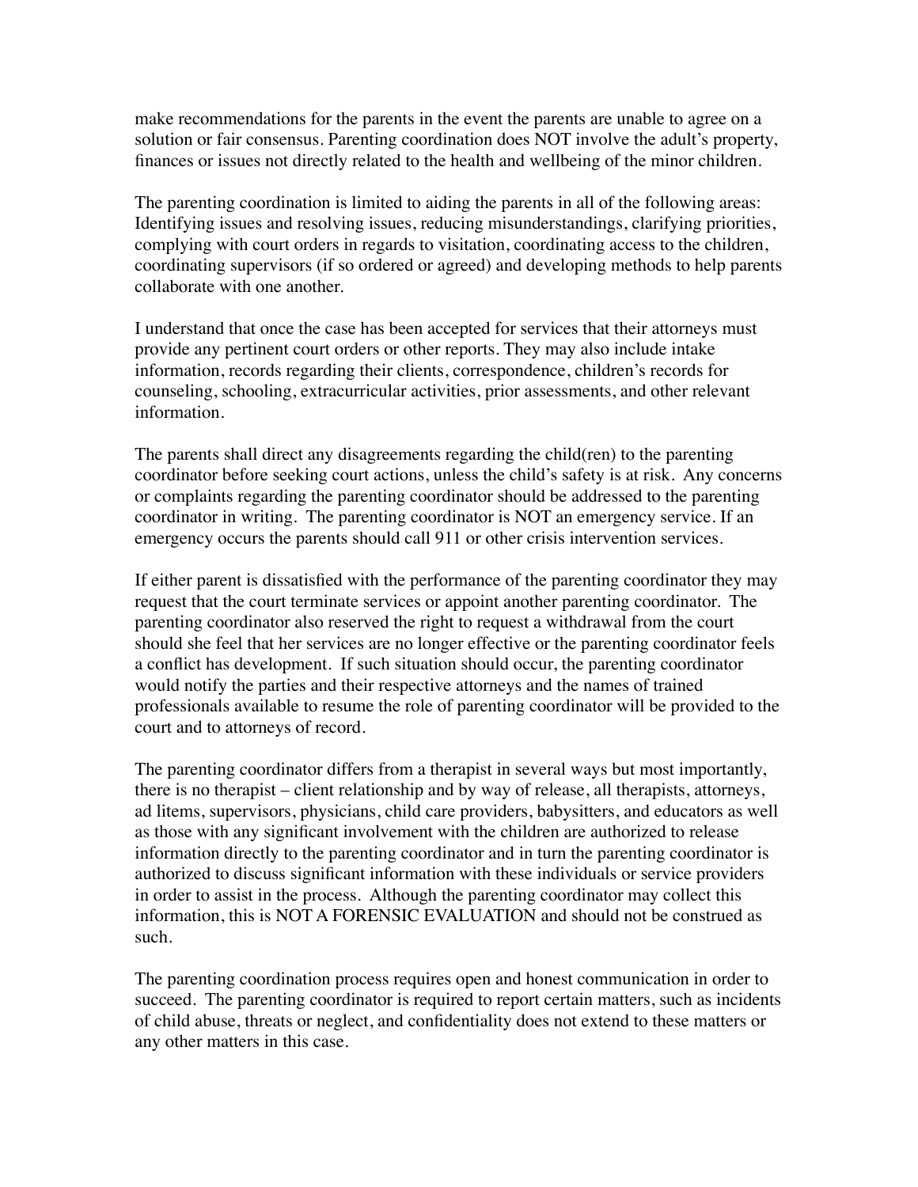make recommendations for the parents in the event the parents are unable to agree on a solution or fair consensus. Parenting coordination does NOT involve the adult's property, finances or issues not directly related to the health and wellbeing of the minor children.

The parenting coordination is limited to aiding the parents in all of the following areas: Identifying issues and resolving issues, reducing misunderstandings, clarifying priorities, complying with court orders in regards to visitation, coordinating access to the children, coordinating supervisors (if so ordered or agreed) and developing methods to help parents collaborate with one another.

I understand that once the case has been accepted for services that their attorneys must provide any pertinent court orders or other reports. They may also include intake information, records regarding their clients, correspondence, children's records for counseling, schooling, extracurricular activities, prior assessments, and other relevant information.

The parents shall direct any disagreements regarding the child(ren) to the parenting coordinator before seeking court actions, unless the child's safety is at risk. Any concerns or complaints regarding the parenting coordinator should be addressed to the parenting coordinator in writing. The parenting coordinator is NOT an emergency service. If an emergency occurs the parents should call 911 or other crisis intervention services.

If either parent is dissatisfied with the performance of the parenting coordinator they may request that the court terminate services or appoint another parenting coordinator. The parenting coordinator also reserved the right to request a withdrawal from the court should she feel that her services are no longer effective or the parenting coordinator feels a conflict has development. If such situation should occur, the parenting coordinator would notify the parties and their respective attorneys and the names of trained professionals available to resume the role of parenting coordinator will be provided to the court and to attorneys of record.

The parenting coordinator differs from a therapist in several ways but most importantly, there is no therapist – client relationship and by way of release, all therapists, attorneys, ad litems, supervisors, physicians, child care providers, babysitters, and educators as well as those with any significant involvement with the children are authorized to release information directly to the parenting coordinator and in turn the parenting coordinator is authorized to discuss significant information with these individuals or service providers in order to assist in the process. Although the parenting coordinator may collect this information, this is NOT A FORENSIC EVALUATION and should not be construed as such.

The parenting coordination process requires open and honest communication in order to succeed. The parenting coordinator is required to report certain matters, such as incidents of child abuse, threats or neglect, and confidentiality does not extend to these matters or any other matters in this case.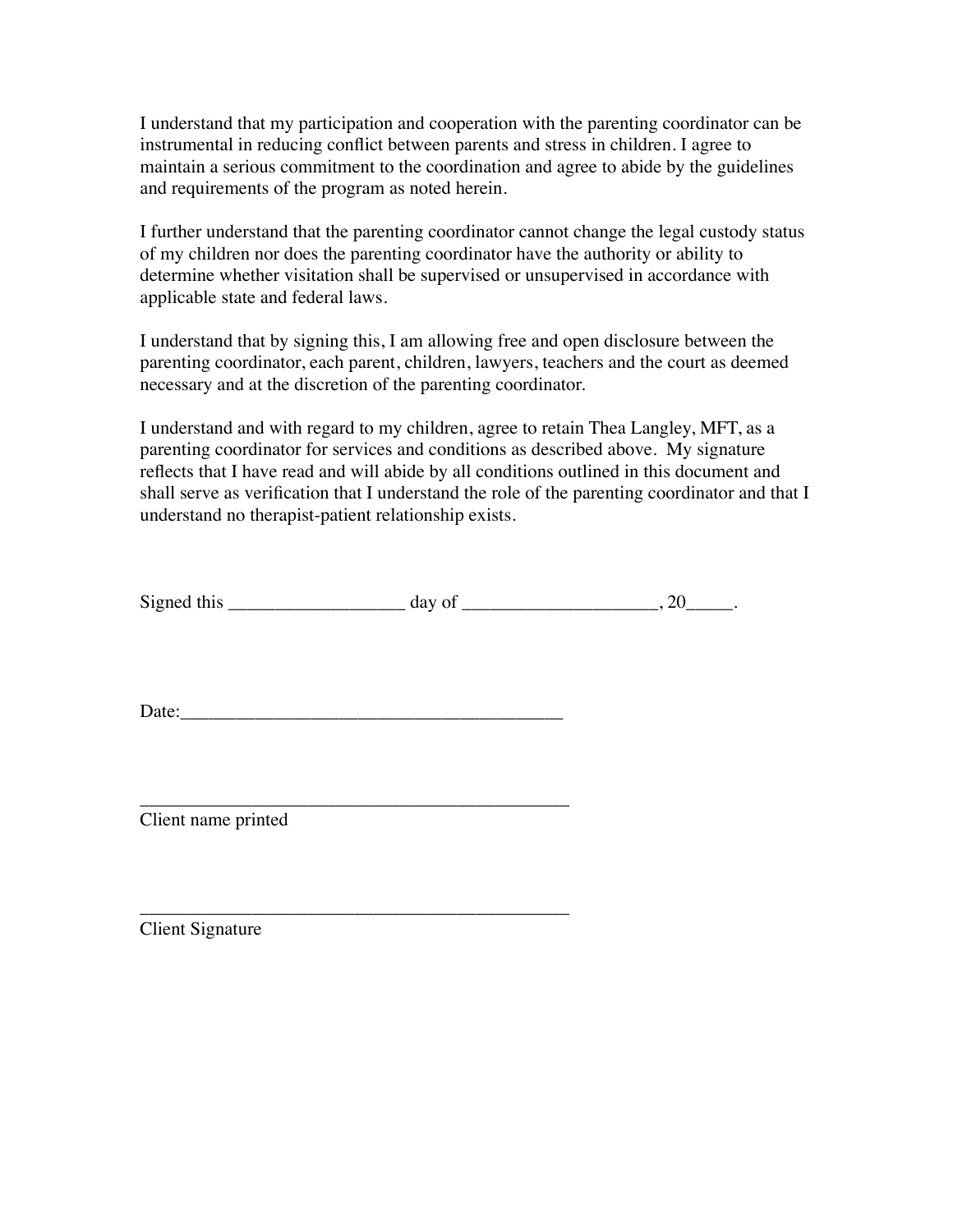I understand that my participation and cooperation with the parenting coordinator can be instrumental in reducing conflict between parents and stress in children. I agree to maintain a serious commitment to the coordination and agree to abide by the guidelines and requirements of the program as noted herein.

I further understand that the parenting coordinator cannot change the legal custody status of my children nor does the parenting coordinator have the authority or ability to determine whether visitation shall be supervised or unsupervised in accordance with applicable state and federal laws.

I understand that by signing this, I am allowing free and open disclosure between the parenting coordinator, each parent, children, lawyers, teachers and the court as deemed necessary and at the discretion of the parenting coordinator.

I understand and with regard to my children, agree to retain Thea Langley, MFT, as a parenting coordinator for services and conditions as described above. My signature reflects that I have read and will abide by all conditions outlined in this document and shall serve as verification that I understand the role of the parenting coordinator and that I understand no therapist-patient relationship exists.

Signed this ___________________ day of _____________________, 20_____.

Date:__________________________________________

________________________________________________
Client name printed

________________________________________________
Client Signature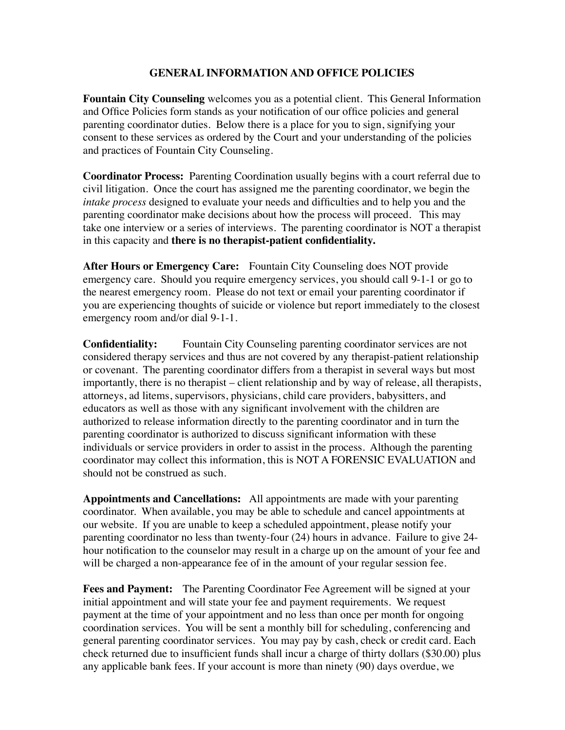# GENERAL INFORMATION AND OFFICE POLICIES

**Fountain City Counseling** welcomes you as a potential client. This General Information and Office Policies form stands as your notification of our office policies and general parenting coordinator duties. Below there is a place for you to sign, signifying your consent to these services as ordered by the Court and your understanding of the policies and practices of Fountain City Counseling.

**Coordinator Process:** Parenting Coordination usually begins with a court referral due to civil litigation. Once the court has assigned me the parenting coordinator, we begin the *intake process* designed to evaluate your needs and difficulties and to help you and the parenting coordinator make decisions about how the process will proceed. This may take one interview or a series of interviews. The parenting coordinator is NOT a therapist in this capacity and **there is no therapist-patient confidentiality.**

**After Hours or Emergency Care:** Fountain City Counseling does NOT provide emergency care. Should you require emergency services, you should call 9-1-1 or go to the nearest emergency room. Please do not text or email your parenting coordinator if you are experiencing thoughts of suicide or violence but report immediately to the closest emergency room and/or dial 9-1-1.

**Confidentiality:** Fountain City Counseling parenting coordinator services are not considered therapy services and thus are not covered by any therapist-patient relationship or covenant. The parenting coordinator differs from a therapist in several ways but most importantly, there is no therapist – client relationship and by way of release, all therapists, attorneys, ad litems, supervisors, physicians, child care providers, babysitters, and educators as well as those with any significant involvement with the children are authorized to release information directly to the parenting coordinator and in turn the parenting coordinator is authorized to discuss significant information with these individuals or service providers in order to assist in the process. Although the parenting coordinator may collect this information, this is NOT A FORENSIC EVALUATION and should not be construed as such.

**Appointments and Cancellations:** All appointments are made with your parenting coordinator. When available, you may be able to schedule and cancel appointments at our website. If you are unable to keep a scheduled appointment, please notify your parenting coordinator no less than twenty-four (24) hours in advance. Failure to give 24-hour notification to the counselor may result in a charge up on the amount of your fee and will be charged a non-appearance fee of in the amount of your regular session fee.

**Fees and Payment:** The Parenting Coordinator Fee Agreement will be signed at your initial appointment and will state your fee and payment requirements. We request payment at the time of your appointment and no less than once per month for ongoing coordination services. You will be sent a monthly bill for scheduling, conferencing and general parenting coordinator services. You may pay by cash, check or credit card. Each check returned due to insufficient funds shall incur a charge of thirty dollars ($30.00) plus any applicable bank fees. If your account is more than ninety (90) days overdue, we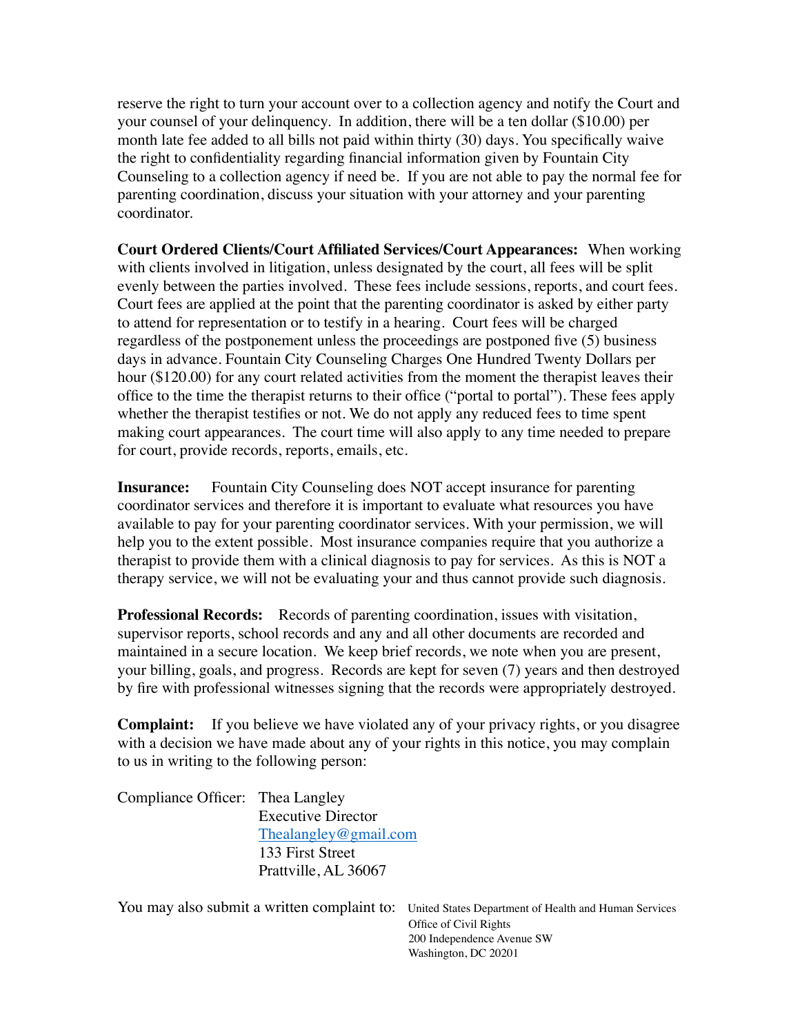reserve the right to turn your account over to a collection agency and notify the Court and your counsel of your delinquency. In addition, there will be a ten dollar ($10.00) per month late fee added to all bills not paid within thirty (30) days. You specifically waive the right to confidentiality regarding financial information given by Fountain City Counseling to a collection agency if need be. If you are not able to pay the normal fee for parenting coordination, discuss your situation with your attorney and your parenting coordinator.

**Court Ordered Clients/Court Affiliated Services/Court Appearances:** When working with clients involved in litigation, unless designated by the court, all fees will be split evenly between the parties involved. These fees include sessions, reports, and court fees. Court fees are applied at the point that the parenting coordinator is asked by either party to attend for representation or to testify in a hearing. Court fees will be charged regardless of the postponement unless the proceedings are postponed five (5) business days in advance. Fountain City Counseling Charges One Hundred Twenty Dollars per hour ($120.00) for any court related activities from the moment the therapist leaves their office to the time the therapist returns to their office ("portal to portal"). These fees apply whether the therapist testifies or not. We do not apply any reduced fees to time spent making court appearances. The court time will also apply to any time needed to prepare for court, provide records, reports, emails, etc.

**Insurance:** Fountain City Counseling does NOT accept insurance for parenting coordinator services and therefore it is important to evaluate what resources you have available to pay for your parenting coordinator services. With your permission, we will help you to the extent possible. Most insurance companies require that you authorize a therapist to provide them with a clinical diagnosis to pay for services. As this is NOT a therapy service, we will not be evaluating your and thus cannot provide such diagnosis.

**Professional Records:** Records of parenting coordination, issues with visitation, supervisor reports, school records and any and all other documents are recorded and maintained in a secure location. We keep brief records, we note when you are present, your billing, goals, and progress. Records are kept for seven (7) years and then destroyed by fire with professional witnesses signing that the records were appropriately destroyed.

**Complaint:** If you believe we have violated any of your privacy rights, or you disagree with a decision we have made about any of your rights in this notice, you may complain to us in writing to the following person:

Compliance Officer: Thea Langley
Executive Director
Thealangley@gmail.com
133 First Street
Prattville, AL 36067

You may also submit a written complaint to: United States Department of Health and Human Services
Office of Civil Rights
200 Independence Avenue SW
Washington, DC 20201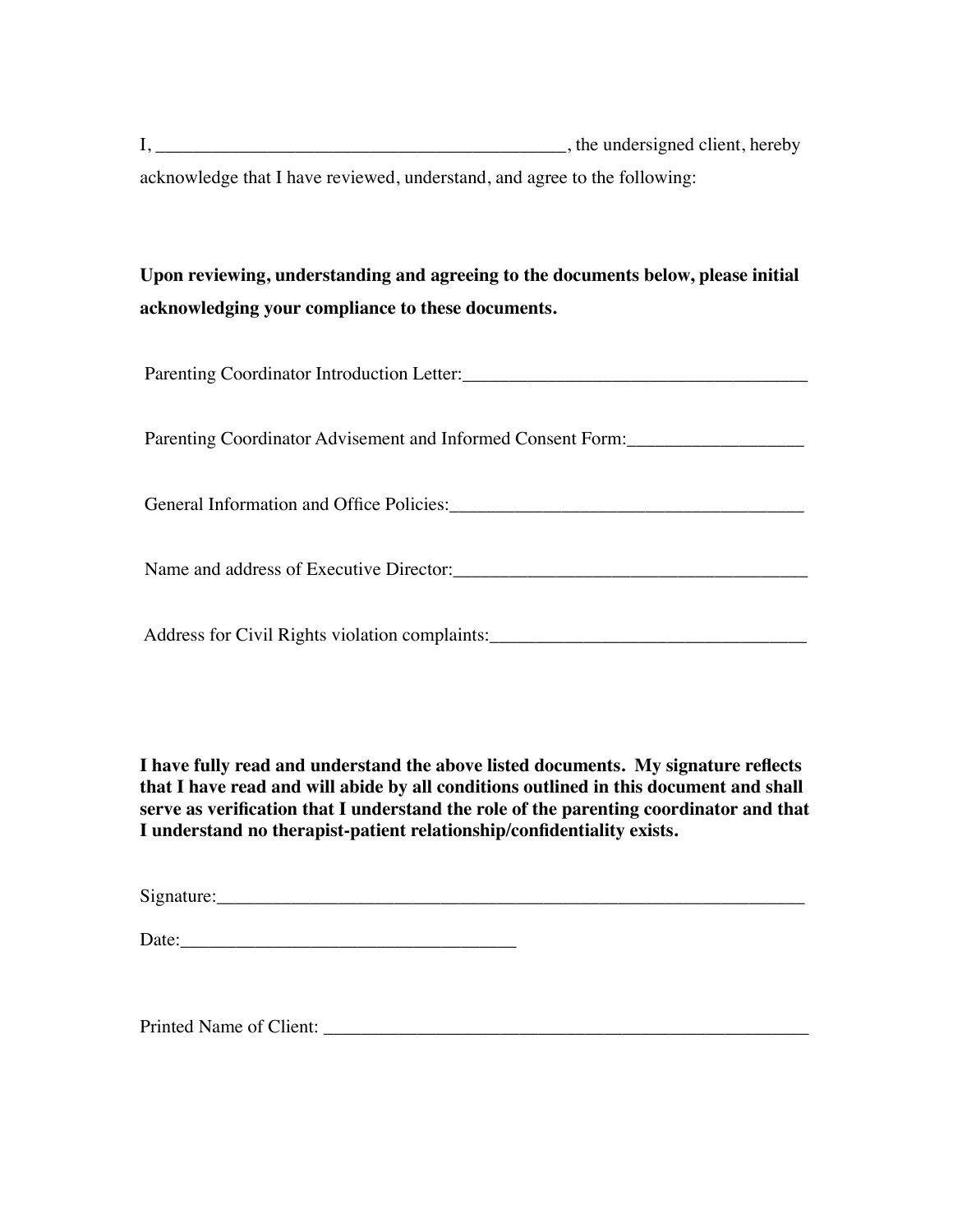I, ____________________________________________, the undersigned client, hereby acknowledge that I have reviewed, understand, and agree to the following:

**Upon reviewing, understanding and agreeing to the documents below, please initial acknowledging your compliance to these documents.**

Parenting Coordinator Introduction Letter:_____________________________________

Parenting Coordinator Advisement and Informed Consent Form:___________________

General Information and Office Policies:______________________________________

Name and address of Executive Director:______________________________________

Address for Civil Rights violation complaints:__________________________________

**I have fully read and understand the above listed documents. My signature reflects that I have read and will abide by all conditions outlined in this document and shall serve as verification that I understand the role of the parenting coordinator and that I understand no therapist-patient relationship/confidentiality exists.**

Signature:_________________________________________________________________

Date:____________________________________

Printed Name of Client: ______________________________________________________